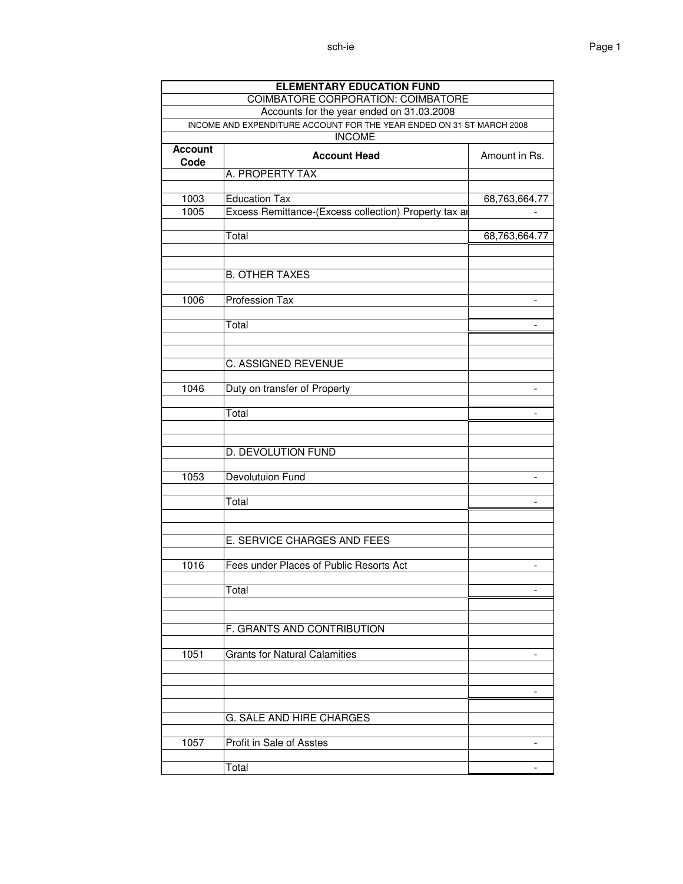| ELEMENTARY EDUCATION FUND | | |
|---|---|---|
| COIMBATORE CORPORATION: COIMBATORE | | |
| Accounts for the year ended on 31.03.2008 | | |
| INCOME AND EXPENDITURE ACCOUNT FOR THE YEAR ENDED ON 31 ST MARCH 2008 | | |
| INCOME | | |
| **Account Code** | **Account Head** | Amount in Rs. |
| | A. PROPERTY TAX | |
| | | |
| 1003 | Education Tax | 68,763,664.77 |
| 1005 | Excess Remittance-(Excess collection) Property tax ai | - |
| | | |
| | Total | 68,763,664.77 |
| | | |
| | | |
| | B. OTHER TAXES | |
| | | |
| 1006 | Profession Tax | - |
| | | |
| | Total | - |
| | | |
| | | |
| | C. ASSIGNED REVENUE | |
| | | |
| 1046 | Duty on transfer of Property | - |
| | | |
| | Total | - |
| | | |
| | | |
| | D. DEVOLUTION FUND | |
| | | |
| 1053 | Devolutuion Fund | - |
| | | |
| | Total | - |
| | | |
| | | |
| | E. SERVICE CHARGES AND FEES | |
| | | |
| 1016 | Fees under Places of Public Resorts Act | - |
| | | |
| | Total | - |
| | | |
| | | |
| | F. GRANTS AND CONTRIBUTION | |
| | | |
| 1051 | Grants for Natural Calamities | - |
| | | |
| | | |
| | | - |
| | | |
| | G. SALE AND HIRE CHARGES | |
| | | |
| 1057 | Profit in Sale of Asstes | - |
| | | |
| | Total | - |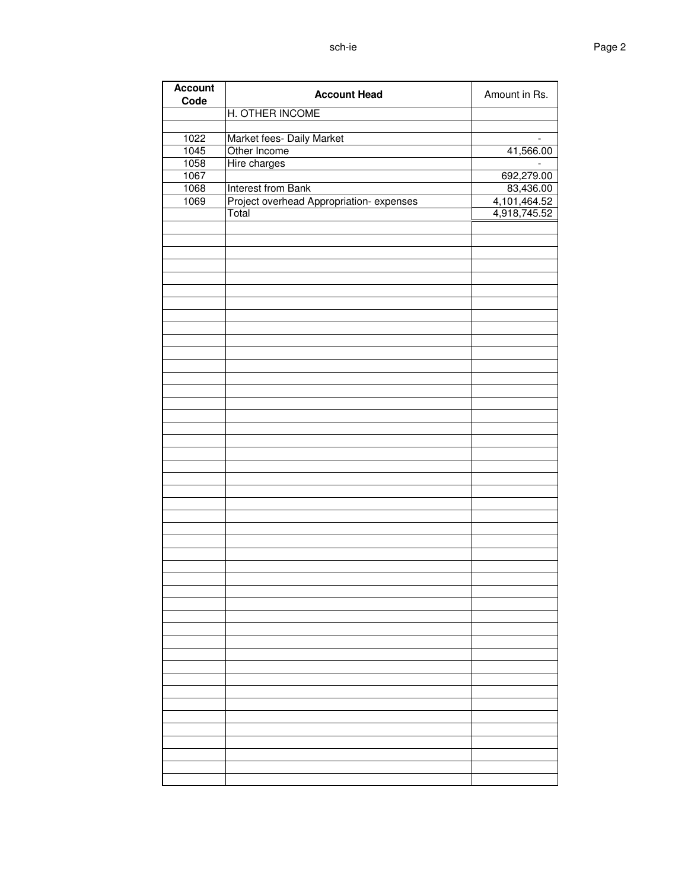| Account Code | Account Head | Amount in Rs. |
|---|---|---|
| | H. OTHER INCOME | |
| | | |
| 1022 | Market fees- Daily Market | - |
| 1045 | Other Income | 41,566.00 |
| 1058 | Hire charges | - |
| 1067 | | 692,279.00 |
| 1068 | Interest from Bank | 83,436.00 |
| 1069 | Project overhead Appropriation- expenses | 4,101,464.52 |
| | Total | 4,918,745.52 |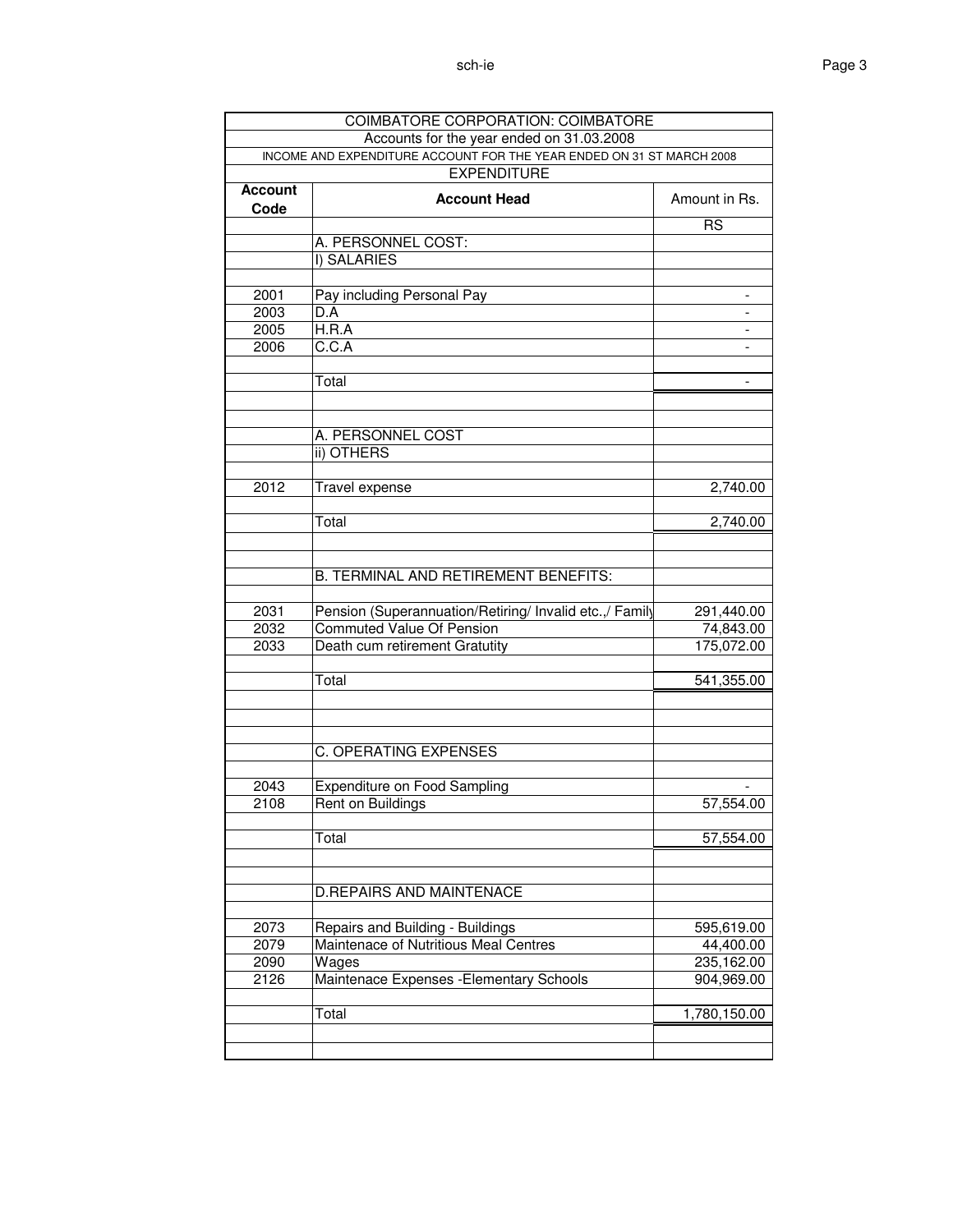| COIMBATORE CORPORATION: COIMBATORE | | |
|---|---|---|
| Accounts for the year ended on 31.03.2008 | | |
| INCOME AND EXPENDITURE ACCOUNT FOR THE YEAR ENDED ON 31 ST MARCH 2008 | | |
| EXPENDITURE | | |
| **Account Code** | **Account Head** | Amount in Rs. |
| | | RS |
| | A. PERSONNEL COST: | |
| | I) SALARIES | |
| | | |
| 2001 | Pay including Personal Pay | - |
| 2003 | D.A | - |
| 2005 | H.R.A | - |
| 2006 | C.C.A | - |
| | | |
| | Total | - |
| | | |
| | | |
| | A. PERSONNEL COST | |
| | ii) OTHERS | |
| | | |
| 2012 | Travel expense | 2,740.00 |
| | | |
| | Total | 2,740.00 |
| | | |
| | | |
| | B. TERMINAL AND RETIREMENT BENEFITS: | |
| | | |
| 2031 | Pension (Superannuation/Retiring/ Invalid etc.,/ Family | 291,440.00 |
| 2032 | Commuted Value Of Pension | 74,843.00 |
| 2033 | Death cum retirement Gratutity | 175,072.00 |
| | | |
| | Total | 541,355.00 |
| | | |
| | | |
| | | |
| | C. OPERATING EXPENSES | |
| | | |
| 2043 | Expenditure on Food Sampling | - |
| 2108 | Rent on Buildings | 57,554.00 |
| | | |
| | Total | 57,554.00 |
| | | |
| | | |
| | D.REPAIRS AND MAINTENACE | |
| | | |
| 2073 | Repairs and Building - Buildings | 595,619.00 |
| 2079 | Maintenace of Nutritious Meal Centres | 44,400.00 |
| 2090 | Wages | 235,162.00 |
| 2126 | Maintenace Expenses -Elementary Schools | 904,969.00 |
| | | |
| | Total | 1,780,150.00 |
| | | |
| | | |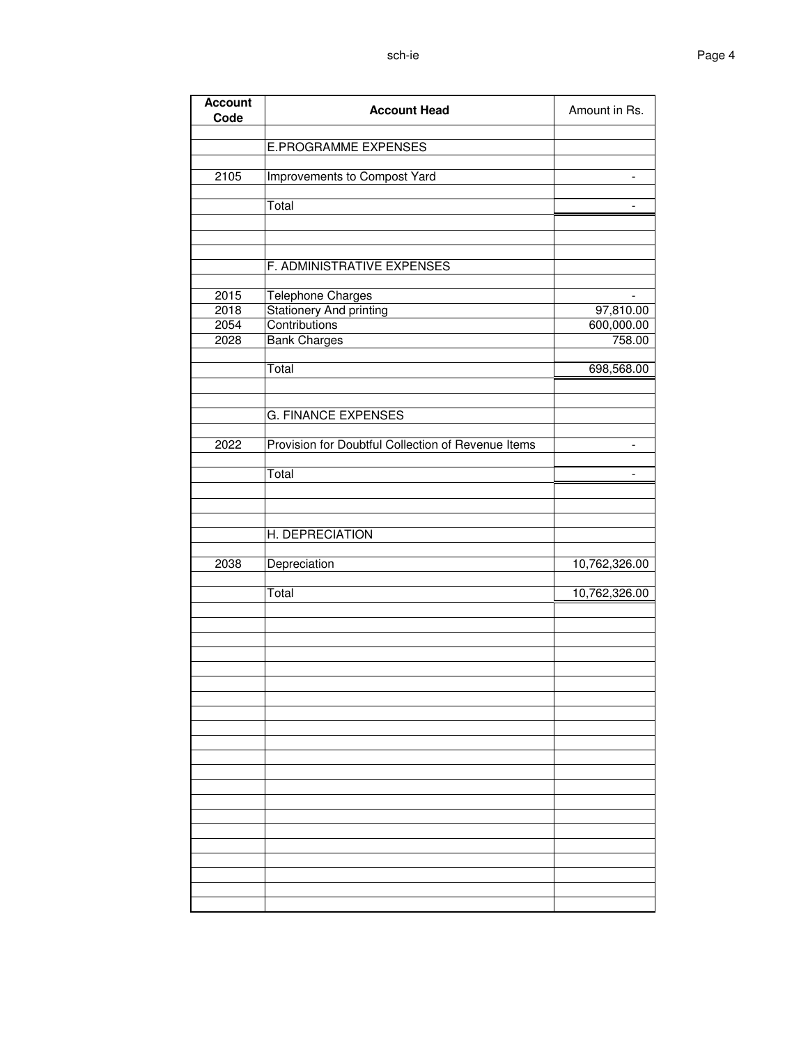| Account Code | Account Head | Amount in Rs. |
|---|---|---|
| | E.PROGRAMME EXPENSES | |
| 2105 | Improvements to Compost Yard | - |
| | Total | - |
| | F. ADMINISTRATIVE EXPENSES | |
| 2015 | Telephone Charges | - |
| 2018 | Stationery And printing | 97,810.00 |
| 2054 | Contributions | 600,000.00 |
| 2028 | Bank Charges | 758.00 |
| | Total | 698,568.00 |
| | G. FINANCE EXPENSES | |
| 2022 | Provision for Doubtful Collection of Revenue Items | - |
| | Total | - |
| | H. DEPRECIATION | |
| 2038 | Depreciation | 10,762,326.00 |
| | Total | 10,762,326.00 |